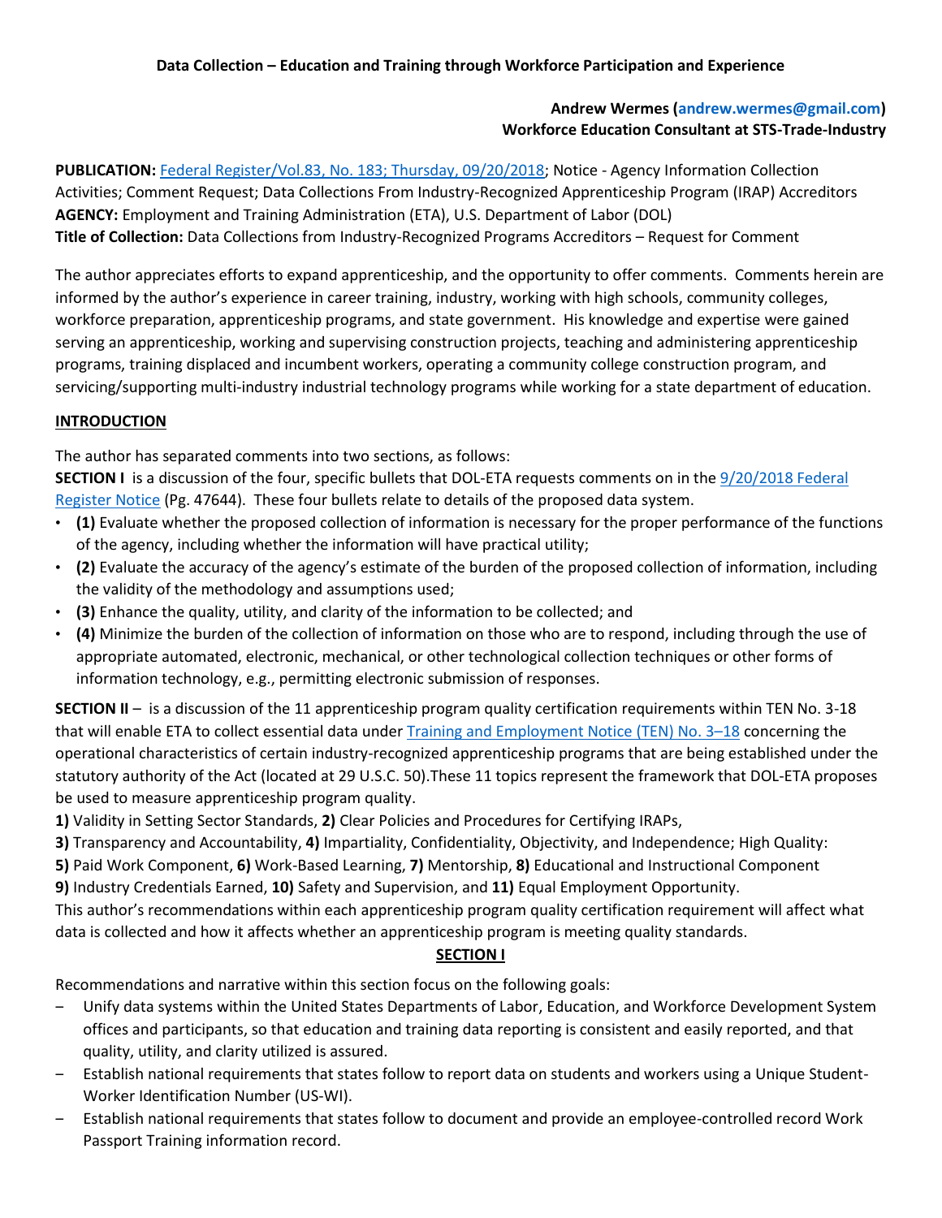**Data Collection – Education and Training through Workforce Participation and Experience**

**Andrew Wermes (andrew.wermes@gmail.com)**
**Workforce Education Consultant at STS-Trade-Industry**

**PUBLICATION:** Federal Register/Vol.83, No. 183; Thursday, 09/20/2018; Notice - Agency Information Collection Activities; Comment Request; Data Collections From Industry-Recognized Apprenticeship Program (IRAP) Accreditors
**AGENCY:** Employment and Training Administration (ETA), U.S. Department of Labor (DOL)
**Title of Collection:** Data Collections from Industry-Recognized Programs Accreditors – Request for Comment

The author appreciates efforts to expand apprenticeship, and the opportunity to offer comments. Comments herein are informed by the author's experience in career training, industry, working with high schools, community colleges, workforce preparation, apprenticeship programs, and state government. His knowledge and expertise were gained serving an apprenticeship, working and supervising construction projects, teaching and administering apprenticeship programs, training displaced and incumbent workers, operating a community college construction program, and servicing/supporting multi-industry industrial technology programs while working for a state department of education.

## INTRODUCTION

The author has separated comments into two sections, as follows:
**SECTION I** is a discussion of the four, specific bullets that DOL-ETA requests comments on in the 9/20/2018 Federal Register Notice (Pg. 47644). These four bullets relate to details of the proposed data system.

- **(1)** Evaluate whether the proposed collection of information is necessary for the proper performance of the functions of the agency, including whether the information will have practical utility;
- **(2)** Evaluate the accuracy of the agency's estimate of the burden of the proposed collection of information, including the validity of the methodology and assumptions used;
- **(3)** Enhance the quality, utility, and clarity of the information to be collected; and
- **(4)** Minimize the burden of the collection of information on those who are to respond, including through the use of appropriate automated, electronic, mechanical, or other technological collection techniques or other forms of information technology, e.g., permitting electronic submission of responses.

**SECTION II** – is a discussion of the 11 apprenticeship program quality certification requirements within TEN No. 3-18 that will enable ETA to collect essential data under Training and Employment Notice (TEN) No. 3–18 concerning the operational characteristics of certain industry-recognized apprenticeship programs that are being established under the statutory authority of the Act (located at 29 U.S.C. 50).These 11 topics represent the framework that DOL-ETA proposes be used to measure apprenticeship program quality.
**1)** Validity in Setting Sector Standards, **2)** Clear Policies and Procedures for Certifying IRAPs,
**3)** Transparency and Accountability, **4)** Impartiality, Confidentiality, Objectivity, and Independence; High Quality:
**5)** Paid Work Component, **6)** Work-Based Learning, **7)** Mentorship, **8)** Educational and Instructional Component
**9)** Industry Credentials Earned, **10)** Safety and Supervision, and **11)** Equal Employment Opportunity.
This author's recommendations within each apprenticeship program quality certification requirement will affect what data is collected and how it affects whether an apprenticeship program is meeting quality standards.

## SECTION I

Recommendations and narrative within this section focus on the following goals:

- Unify data systems within the United States Departments of Labor, Education, and Workforce Development System offices and participants, so that education and training data reporting is consistent and easily reported, and that quality, utility, and clarity utilized is assured.
- Establish national requirements that states follow to report data on students and workers using a Unique Student-Worker Identification Number (US-WI).
- Establish national requirements that states follow to document and provide an employee-controlled record Work Passport Training information record.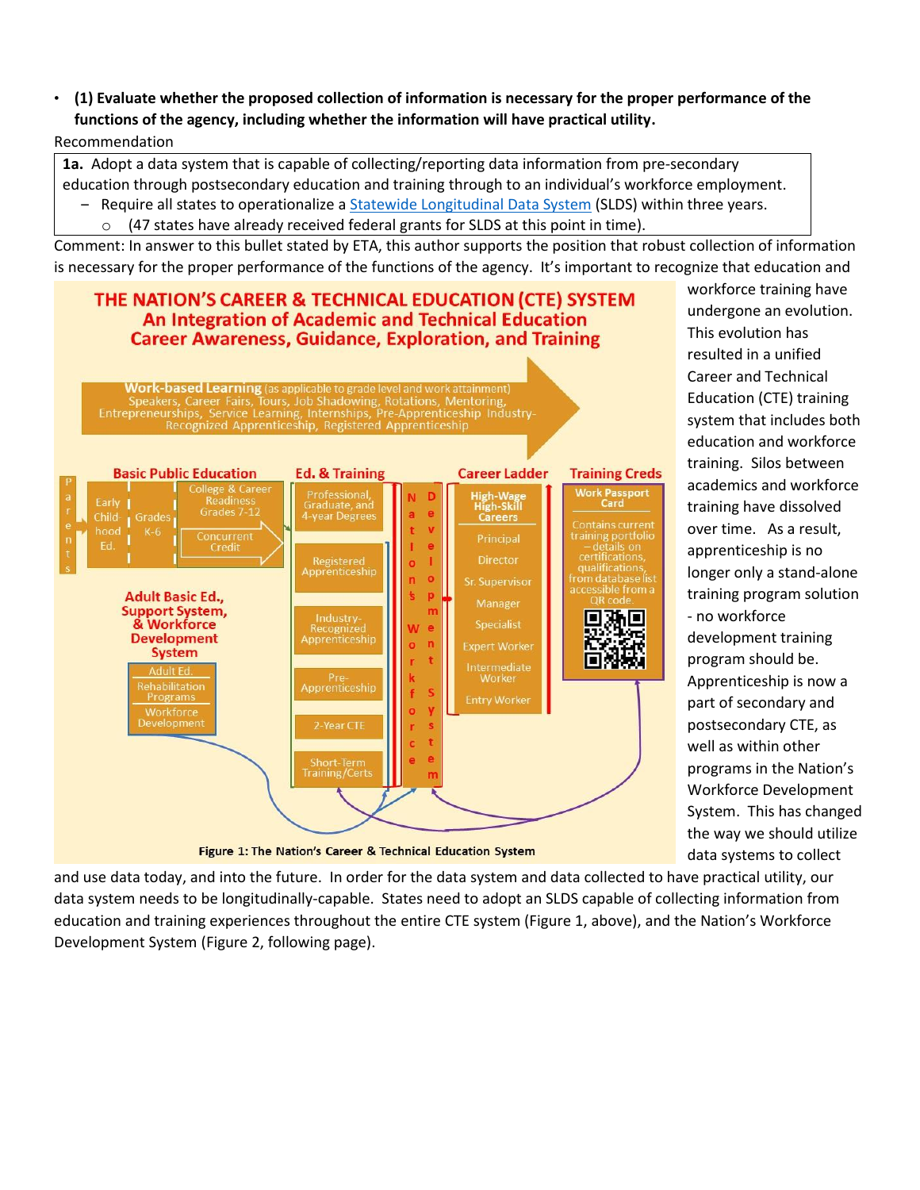- **(1) Evaluate whether the proposed collection of information is necessary for the proper performance of the functions of the agency, including whether the information will have practical utility.**

Recommendation

> **1a.** Adopt a data system that is capable of collecting/reporting data information from pre-secondary education through postsecondary education and training through to an individual's workforce employment.
> - Require all states to operationalize a Statewide Longitudinal Data System (SLDS) within three years.
>   - (47 states have already received federal grants for SLDS at this point in time).

Comment: In answer to this bullet stated by ETA, this author supports the position that robust collection of information is necessary for the proper performance of the functions of the agency. It's important to recognize that education and workforce training have undergone an evolution. This evolution has resulted in a unified Career and Technical Education (CTE) training system that includes both education and workforce training. Silos between academics and workforce training have dissolved over time. As a result, apprenticeship is no longer only a stand-alone training program solution - no workforce development training program should be. Apprenticeship is now a part of secondary and postsecondary CTE, as well as within other programs in the Nation's Workforce Development System. This has changed the way we should utilize data systems to collect and use data today, and into the future. In order for the data system and data collected to have practical utility, our data system needs to be longitudinally-capable. States need to adopt an SLDS capable of collecting information from education and training experiences throughout the entire CTE system (Figure 1, above), and the Nation's Workforce Development System (Figure 2, following page).

**Figure 1:** The Nation's Career & Technical Education System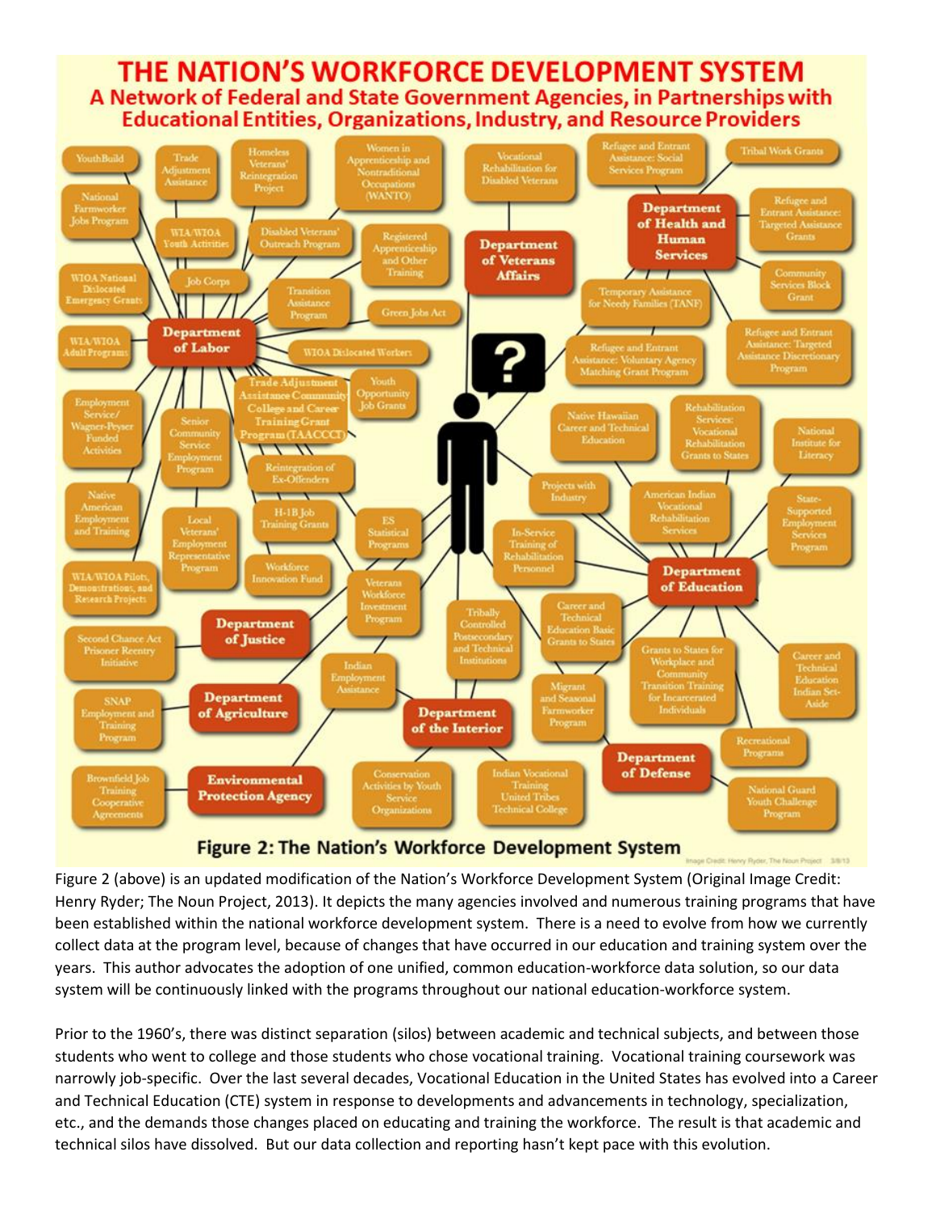# THE NATION'S WORKFORCE DEVELOPMENT SYSTEM

## A Network of Federal and State Government Agencies, in Partnerships with Educational Entities, Organizations, Industry, and Resource Providers

**Figure 2: The Nation's Workforce Development System**

Figure 2 (above) is an updated modification of the Nation's Workforce Development System (Original Image Credit: Henry Ryder; The Noun Project, 2013). It depicts the many agencies involved and numerous training programs that have been established within the national workforce development system. There is a need to evolve from how we currently collect data at the program level, because of changes that have occurred in our education and training system over the years. This author advocates the adoption of one unified, common education-workforce data solution, so our data system will be continuously linked with the programs throughout our national education-workforce system.

Prior to the 1960's, there was distinct separation (silos) between academic and technical subjects, and between those students who went to college and those students who chose vocational training. Vocational training coursework was narrowly job-specific. Over the last several decades, Vocational Education in the United States has evolved into a Career and Technical Education (CTE) system in response to developments and advancements in technology, specialization, etc., and the demands those changes placed on educating and training the workforce. The result is that academic and technical silos have dissolved. But our data collection and reporting hasn't kept pace with this evolution.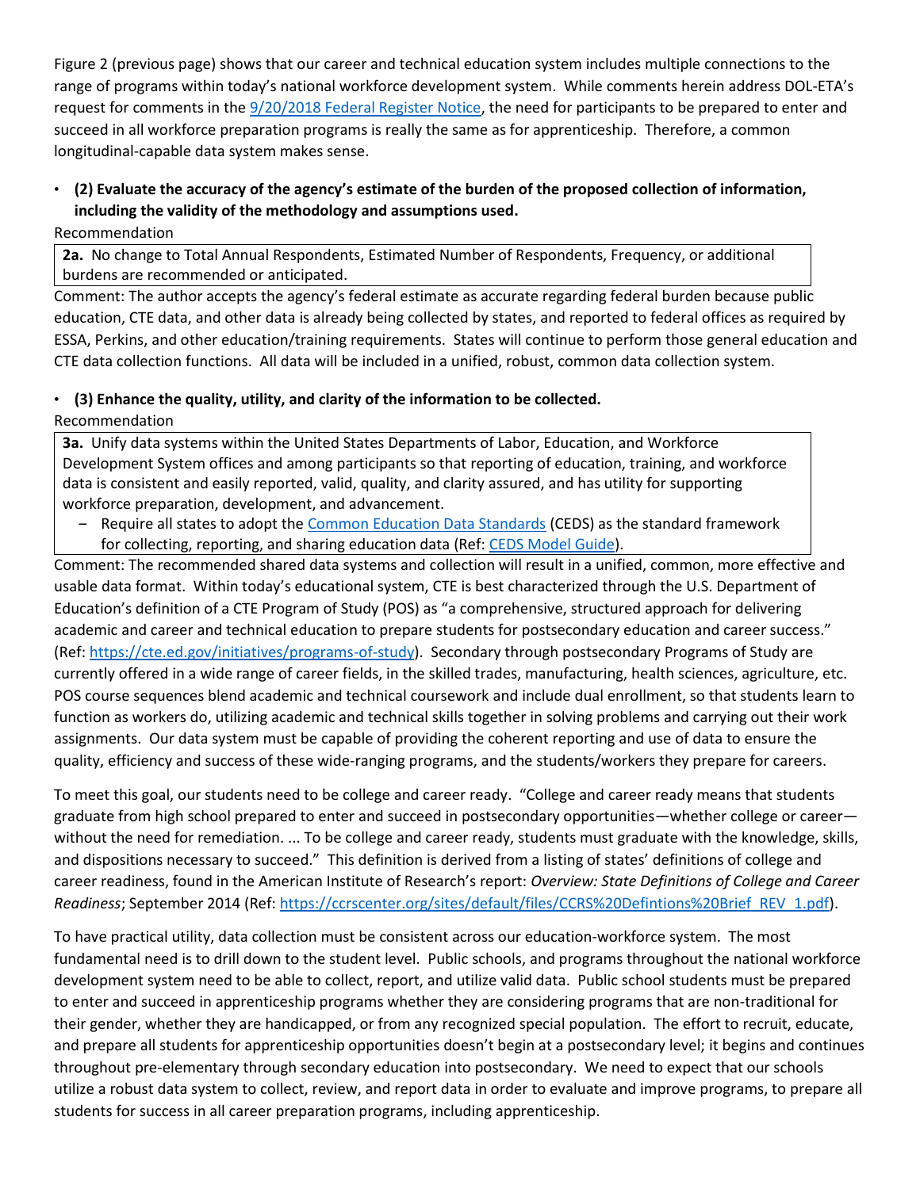Figure 2 (previous page) shows that our career and technical education system includes multiple connections to the range of programs within today's national workforce development system. While comments herein address DOL-ETA's request for comments in the [9/20/2018 Federal Register Notice](), the need for participants to be prepared to enter and succeed in all workforce preparation programs is really the same as for apprenticeship. Therefore, a common longitudinal-capable data system makes sense.

- **(2) Evaluate the accuracy of the agency's estimate of the burden of the proposed collection of information, including the validity of the methodology and assumptions used.**

Recommendation

> **2a.** No change to Total Annual Respondents, Estimated Number of Respondents, Frequency, or additional burdens are recommended or anticipated.

Comment: The author accepts the agency's federal estimate as accurate regarding federal burden because public education, CTE data, and other data is already being collected by states, and reported to federal offices as required by ESSA, Perkins, and other education/training requirements. States will continue to perform those general education and CTE data collection functions. All data will be included in a unified, robust, common data collection system.

- **(3) Enhance the quality, utility, and clarity of the information to be collected.**

Recommendation

> **3a.** Unify data systems within the United States Departments of Labor, Education, and Workforce Development System offices and among participants so that reporting of education, training, and workforce data is consistent and easily reported, valid, quality, and clarity assured, and has utility for supporting workforce preparation, development, and advancement.
>
> – Require all states to adopt the Common Education Data Standards (CEDS) as the standard framework for collecting, reporting, and sharing education data (Ref: CEDS Model Guide).

Comment: The recommended shared data systems and collection will result in a unified, common, more effective and usable data format. Within today's educational system, CTE is best characterized through the U.S. Department of Education's definition of a CTE Program of Study (POS) as "a comprehensive, structured approach for delivering academic and career and technical education to prepare students for postsecondary education and career success." (Ref: https://cte.ed.gov/initiatives/programs-of-study). Secondary through postsecondary Programs of Study are currently offered in a wide range of career fields, in the skilled trades, manufacturing, health sciences, agriculture, etc. POS course sequences blend academic and technical coursework and include dual enrollment, so that students learn to function as workers do, utilizing academic and technical skills together in solving problems and carrying out their work assignments. Our data system must be capable of providing the coherent reporting and use of data to ensure the quality, efficiency and success of these wide-ranging programs, and the students/workers they prepare for careers.

To meet this goal, our students need to be college and career ready. "College and career ready means that students graduate from high school prepared to enter and succeed in postsecondary opportunities—whether college or career—without the need for remediation. ... To be college and career ready, students must graduate with the knowledge, skills, and dispositions necessary to succeed." This definition is derived from a listing of states' definitions of college and career readiness, found in the American Institute of Research's report: *Overview: State Definitions of College and Career Readiness*; September 2014 (Ref: https://ccrscenter.org/sites/default/files/CCRS%20Defintions%20Brief_REV_1.pdf).

To have practical utility, data collection must be consistent across our education-workforce system. The most fundamental need is to drill down to the student level. Public schools, and programs throughout the national workforce development system need to be able to collect, report, and utilize valid data. Public school students must be prepared to enter and succeed in apprenticeship programs whether they are considering programs that are non-traditional for their gender, whether they are handicapped, or from any recognized special population. The effort to recruit, educate, and prepare all students for apprenticeship opportunities doesn't begin at a postsecondary level; it begins and continues throughout pre-elementary through secondary education into postsecondary. We need to expect that our schools utilize a robust data system to collect, review, and report data in order to evaluate and improve programs, to prepare all students for success in all career preparation programs, including apprenticeship.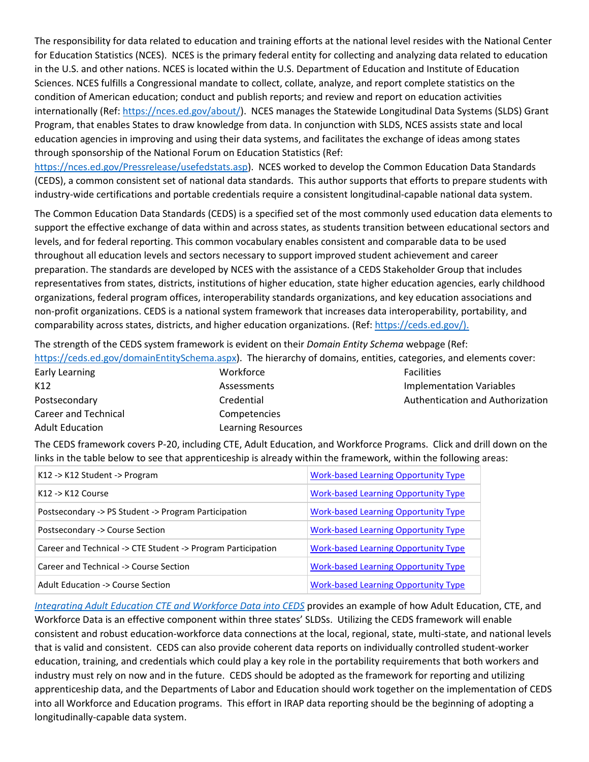The responsibility for data related to education and training efforts at the national level resides with the National Center for Education Statistics (NCES). NCES is the primary federal entity for collecting and analyzing data related to education in the U.S. and other nations. NCES is located within the U.S. Department of Education and Institute of Education Sciences. NCES fulfills a Congressional mandate to collect, collate, analyze, and report complete statistics on the condition of American education; conduct and publish reports; and review and report on education activities internationally (Ref: https://nces.ed.gov/about/). NCES manages the Statewide Longitudinal Data Systems (SLDS) Grant Program, that enables States to draw knowledge from data. In conjunction with SLDS, NCES assists state and local education agencies in improving and using their data systems, and facilitates the exchange of ideas among states through sponsorship of the National Forum on Education Statistics (Ref: https://nces.ed.gov/Pressrelease/usefedstats.asp). NCES worked to develop the Common Education Data Standards (CEDS), a common consistent set of national data standards. This author supports that efforts to prepare students with industry-wide certifications and portable credentials require a consistent longitudinal-capable national data system.

The Common Education Data Standards (CEDS) is a specified set of the most commonly used education data elements to support the effective exchange of data within and across states, as students transition between educational sectors and levels, and for federal reporting. This common vocabulary enables consistent and comparable data to be used throughout all education levels and sectors necessary to support improved student achievement and career preparation. The standards are developed by NCES with the assistance of a CEDS Stakeholder Group that includes representatives from states, districts, institutions of higher education, state higher education agencies, early childhood organizations, federal program offices, interoperability standards organizations, and key education associations and non-profit organizations. CEDS is a national system framework that increases data interoperability, portability, and comparability across states, districts, and higher education organizations. (Ref: https://ceds.ed.gov/).

The strength of the CEDS system framework is evident on their *Domain Entity Schema* webpage (Ref: https://ceds.ed.gov/domainEntitySchema.aspx). The hierarchy of domains, entities, categories, and elements cover:

- Early Learning
- K12
- Postsecondary
- Career and Technical
- Adult Education
- Workforce
- Assessments
- Credential
- Competencies
- Learning Resources
- Facilities
- Implementation Variables
- Authentication and Authorization

The CEDS framework covers P-20, including CTE, Adult Education, and Workforce Programs. Click and drill down on the links in the table below to see that apprenticeship is already within the framework, within the following areas:

| | |
|---|---|
| K12 -> K12 Student -> Program | Work-based Learning Opportunity Type |
| K12 -> K12 Course | Work-based Learning Opportunity Type |
| Postsecondary -> PS Student -> Program Participation | Work-based Learning Opportunity Type |
| Postsecondary -> Course Section | Work-based Learning Opportunity Type |
| Career and Technical -> CTE Student -> Program Participation | Work-based Learning Opportunity Type |
| Career and Technical -> Course Section | Work-based Learning Opportunity Type |
| Adult Education -> Course Section | Work-based Learning Opportunity Type |

*Integrating Adult Education CTE and Workforce Data into CEDS* provides an example of how Adult Education, CTE, and Workforce Data is an effective component within three states' SLDSs. Utilizing the CEDS framework will enable consistent and robust education-workforce data connections at the local, regional, state, multi-state, and national levels that is valid and consistent. CEDS can also provide coherent data reports on individually controlled student-worker education, training, and credentials which could play a key role in the portability requirements that both workers and industry must rely on now and in the future. CEDS should be adopted as the framework for reporting and utilizing apprenticeship data, and the Departments of Labor and Education should work together on the implementation of CEDS into all Workforce and Education programs. This effort in IRAP data reporting should be the beginning of adopting a longitudinally-capable data system.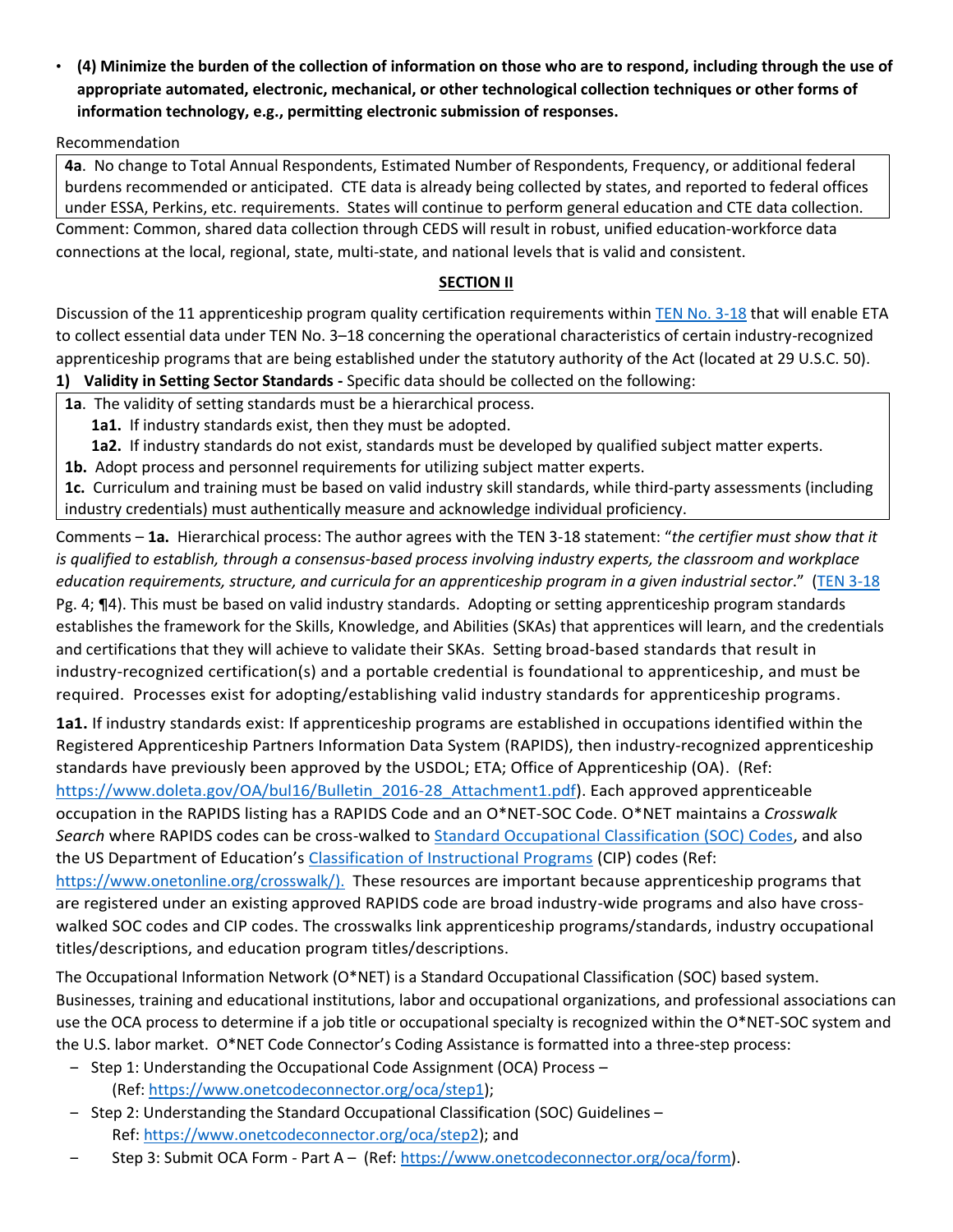- **(4) Minimize the burden of the collection of information on those who are to respond, including through the use of appropriate automated, electronic, mechanical, or other technological collection techniques or other forms of information technology, e.g., permitting electronic submission of responses.**

Recommendation

| **4a**. No change to Total Annual Respondents, Estimated Number of Respondents, Frequency, or additional federal burdens recommended or anticipated. CTE data is already being collected by states, and reported to federal offices under ESSA, Perkins, etc. requirements. States will continue to perform general education and CTE data collection. |
|---|

Comment: Common, shared data collection through CEDS will result in robust, unified education-workforce data connections at the local, regional, state, multi-state, and national levels that is valid and consistent.

## SECTION II

Discussion of the 11 apprenticeship program quality certification requirements within TEN No. 3-18 that will enable ETA to collect essential data under TEN No. 3–18 concerning the operational characteristics of certain industry-recognized apprenticeship programs that are being established under the statutory authority of the Act (located at 29 U.S.C. 50).

**1) Validity in Setting Sector Standards -** Specific data should be collected on the following:

| **1a**. The validity of setting standards must be a hierarchical process.<br>**1a1.** If industry standards exist, then they must be adopted.<br>**1a2.** If industry standards do not exist, standards must be developed by qualified subject matter experts.<br>**1b.** Adopt process and personnel requirements for utilizing subject matter experts.<br>**1c.** Curriculum and training must be based on valid industry skill standards, while third-party assessments (including industry credentials) must authentically measure and acknowledge individual proficiency. |
|---|

Comments – **1a.** Hierarchical process: The author agrees with the TEN 3-18 statement: "*the certifier must show that it is qualified to establish, through a consensus-based process involving industry experts, the classroom and workplace education requirements, structure, and curricula for an apprenticeship program in a given industrial sector*." (TEN 3-18 Pg. 4; ¶4). This must be based on valid industry standards. Adopting or setting apprenticeship program standards establishes the framework for the Skills, Knowledge, and Abilities (SKAs) that apprentices will learn, and the credentials and certifications that they will achieve to validate their SKAs. Setting broad-based standards that result in industry-recognized certification(s) and a portable credential is foundational to apprenticeship, and must be required. Processes exist for adopting/establishing valid industry standards for apprenticeship programs.

**1a1.** If industry standards exist: If apprenticeship programs are established in occupations identified within the Registered Apprenticeship Partners Information Data System (RAPIDS), then industry-recognized apprenticeship standards have previously been approved by the USDOL; ETA; Office of Apprenticeship (OA). (Ref: https://www.doleta.gov/OA/bul16/Bulletin_2016-28_Attachment1.pdf). Each approved apprenticeable occupation in the RAPIDS listing has a RAPIDS Code and an O*NET-SOC Code. O*NET maintains a *Crosswalk Search* where RAPIDS codes can be cross-walked to Standard Occupational Classification (SOC) Codes, and also the US Department of Education's Classification of Instructional Programs (CIP) codes (Ref: https://www.onetonline.org/crosswalk/). These resources are important because apprenticeship programs that are registered under an existing approved RAPIDS code are broad industry-wide programs and also have cross-walked SOC codes and CIP codes. The crosswalks link apprenticeship programs/standards, industry occupational titles/descriptions, and education program titles/descriptions.

The Occupational Information Network (O*NET) is a Standard Occupational Classification (SOC) based system. Businesses, training and educational institutions, labor and occupational organizations, and professional associations can use the OCA process to determine if a job title or occupational specialty is recognized within the O*NET-SOC system and the U.S. labor market. O*NET Code Connector's Coding Assistance is formatted into a three-step process:

- Step 1: Understanding the Occupational Code Assignment (OCA) Process – (Ref: https://www.onetcodeconnector.org/oca/step1);
- Step 2: Understanding the Standard Occupational Classification (SOC) Guidelines – Ref: https://www.onetcodeconnector.org/oca/step2); and
- Step 3: Submit OCA Form - Part A – (Ref: https://www.onetcodeconnector.org/oca/form).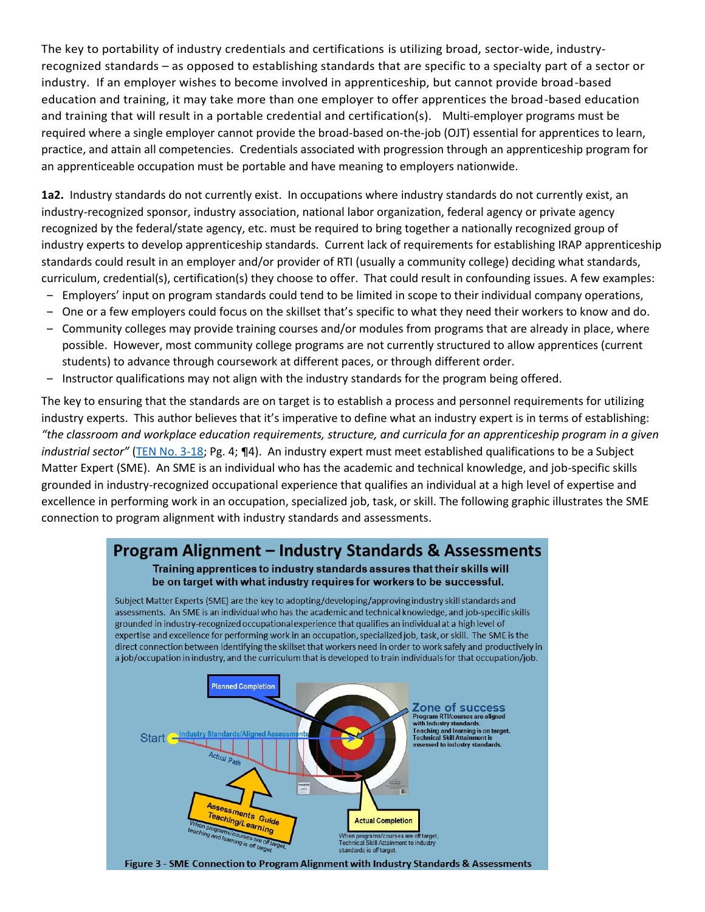The key to portability of industry credentials and certifications is utilizing broad, sector-wide, industry-recognized standards – as opposed to establishing standards that are specific to a specialty part of a sector or industry. If an employer wishes to become involved in apprenticeship, but cannot provide broad-based education and training, it may take more than one employer to offer apprentices the broad-based education and training that will result in a portable credential and certification(s). Multi-employer programs must be required where a single employer cannot provide the broad-based on-the-job (OJT) essential for apprentices to learn, practice, and attain all competencies. Credentials associated with progression through an apprenticeship program for an apprenticeable occupation must be portable and have meaning to employers nationwide.

**1a2.** Industry standards do not currently exist. In occupations where industry standards do not currently exist, an industry-recognized sponsor, industry association, national labor organization, federal agency or private agency recognized by the federal/state agency, etc. must be required to bring together a nationally recognized group of industry experts to develop apprenticeship standards. Current lack of requirements for establishing IRAP apprenticeship standards could result in an employer and/or provider of RTI (usually a community college) deciding what standards, curriculum, credential(s), certification(s) they choose to offer. That could result in confounding issues. A few examples:

- Employers' input on program standards could tend to be limited in scope to their individual company operations,
- One or a few employers could focus on the skillset that's specific to what they need their workers to know and do.
- Community colleges may provide training courses and/or modules from programs that are already in place, where possible. However, most community college programs are not currently structured to allow apprentices (current students) to advance through coursework at different paces, or through different order.
- Instructor qualifications may not align with the industry standards for the program being offered.

The key to ensuring that the standards are on target is to establish a process and personnel requirements for utilizing industry experts. This author believes that it's imperative to define what an industry expert is in terms of establishing: *"the classroom and workplace education requirements, structure, and curricula for an apprenticeship program in a given industrial sector"* (TEN No. 3-18; Pg. 4; ¶4). An industry expert must meet established qualifications to be a Subject Matter Expert (SME). An SME is an individual who has the academic and technical knowledge, and job-specific skills grounded in industry-recognized occupational experience that qualifies an individual at a high level of expertise and excellence in performing work in an occupation, specialized job, task, or skill. The following graphic illustrates the SME connection to program alignment with industry standards and assessments.

**Program Alignment – Industry Standards & Assessments**

**Training apprentices to industry standards assures that their skills will be on target with what industry requires for workers to be successful.**

Subject Matter Experts (SME) are the key to adopting/developing/approving industry skill standards and assessments. An SME is an individual who has the academic and technical knowledge, and job-specific skills grounded in industry-recognized occupational experience that qualifies an individual at a high level of expertise and excellence for performing work in an occupation, specialized job, task, or skill. The SME is the direct connection between identifying the skillset that workers need in order to work safely and productively in a job/occupation in industry, and the curriculum that is developed to train individuals for that occupation/job.

Planned Completion

Start — Industry Standards/Aligned Assessments

Actual Path

Zone of success: Program RTI/courses are aligned with Industry standards. Teaching and learning is on target. Technical Skill Attainment is assessed to industry standards.

Assessments Guide Teaching/Learning: When programs/courses are off target, teaching and learning is off target.

Actual Completion: When programs/courses are off target, Technical Skill Attainment to industry standards is off target.

**Figure 3 - SME Connection to Program Alignment with Industry Standards & Assessments**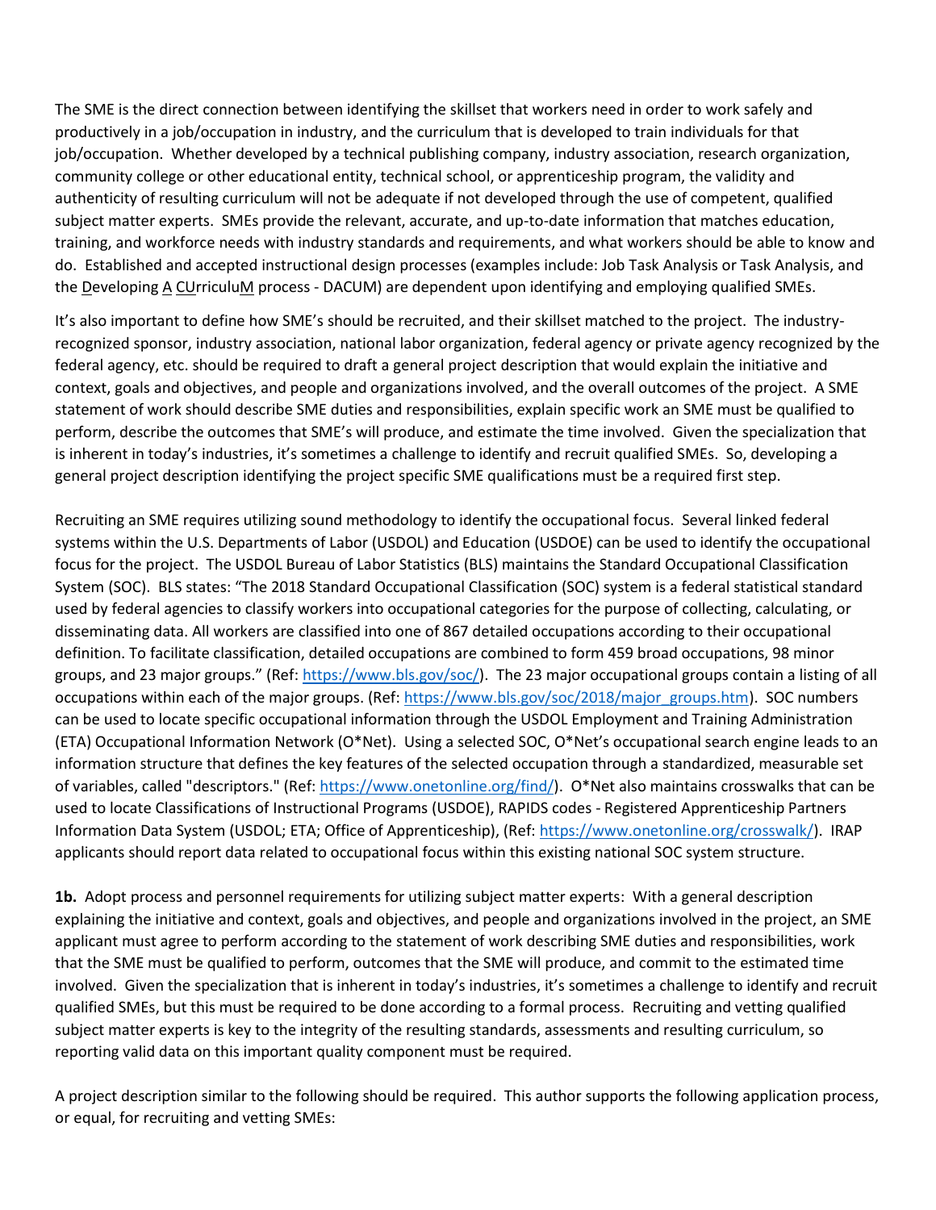The SME is the direct connection between identifying the skillset that workers need in order to work safely and productively in a job/occupation in industry, and the curriculum that is developed to train individuals for that job/occupation. Whether developed by a technical publishing company, industry association, research organization, community college or other educational entity, technical school, or apprenticeship program, the validity and authenticity of resulting curriculum will not be adequate if not developed through the use of competent, qualified subject matter experts. SMEs provide the relevant, accurate, and up-to-date information that matches education, training, and workforce needs with industry standards and requirements, and what workers should be able to know and do. Established and accepted instructional design processes (examples include: Job Task Analysis or Task Analysis, and the Developing A CUrriculuM process - DACUM) are dependent upon identifying and employing qualified SMEs.

It's also important to define how SME's should be recruited, and their skillset matched to the project. The industry-recognized sponsor, industry association, national labor organization, federal agency or private agency recognized by the federal agency, etc. should be required to draft a general project description that would explain the initiative and context, goals and objectives, and people and organizations involved, and the overall outcomes of the project. A SME statement of work should describe SME duties and responsibilities, explain specific work an SME must be qualified to perform, describe the outcomes that SME's will produce, and estimate the time involved. Given the specialization that is inherent in today's industries, it's sometimes a challenge to identify and recruit qualified SMEs. So, developing a general project description identifying the project specific SME qualifications must be a required first step.

Recruiting an SME requires utilizing sound methodology to identify the occupational focus. Several linked federal systems within the U.S. Departments of Labor (USDOL) and Education (USDOE) can be used to identify the occupational focus for the project. The USDOL Bureau of Labor Statistics (BLS) maintains the Standard Occupational Classification System (SOC). BLS states: "The 2018 Standard Occupational Classification (SOC) system is a federal statistical standard used by federal agencies to classify workers into occupational categories for the purpose of collecting, calculating, or disseminating data. All workers are classified into one of 867 detailed occupations according to their occupational definition. To facilitate classification, detailed occupations are combined to form 459 broad occupations, 98 minor groups, and 23 major groups." (Ref: https://www.bls.gov/soc/). The 23 major occupational groups contain a listing of all occupations within each of the major groups. (Ref: https://www.bls.gov/soc/2018/major_groups.htm). SOC numbers can be used to locate specific occupational information through the USDOL Employment and Training Administration (ETA) Occupational Information Network (O*Net). Using a selected SOC, O*Net's occupational search engine leads to an information structure that defines the key features of the selected occupation through a standardized, measurable set of variables, called "descriptors." (Ref: https://www.onetonline.org/find/). O*Net also maintains crosswalks that can be used to locate Classifications of Instructional Programs (USDOE), RAPIDS codes - Registered Apprenticeship Partners Information Data System (USDOL; ETA; Office of Apprenticeship), (Ref: https://www.onetonline.org/crosswalk/). IRAP applicants should report data related to occupational focus within this existing national SOC system structure.

**1b.** Adopt process and personnel requirements for utilizing subject matter experts: With a general description explaining the initiative and context, goals and objectives, and people and organizations involved in the project, an SME applicant must agree to perform according to the statement of work describing SME duties and responsibilities, work that the SME must be qualified to perform, outcomes that the SME will produce, and commit to the estimated time involved. Given the specialization that is inherent in today's industries, it's sometimes a challenge to identify and recruit qualified SMEs, but this must be required to be done according to a formal process. Recruiting and vetting qualified subject matter experts is key to the integrity of the resulting standards, assessments and resulting curriculum, so reporting valid data on this important quality component must be required.

A project description similar to the following should be required. This author supports the following application process, or equal, for recruiting and vetting SMEs: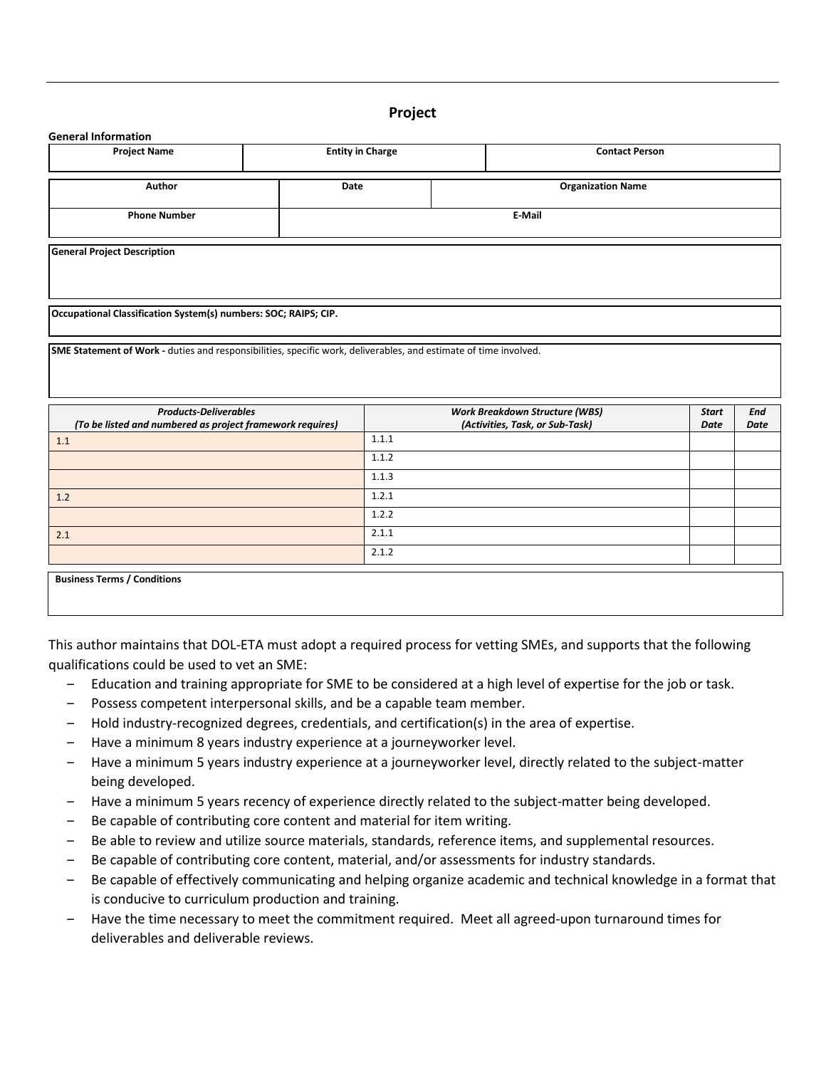## Project

**General Information**

| Project Name | Entity in Charge | Contact Person |
|---|---|---|
| | | |

| Author | Date | Organization Name |
|---|---|---|
| | | |
| **Phone Number** | **E-Mail** | |
| | | |

| General Project Description |
|---|
| |

| Occupational Classification System(s) numbers: SOC; RAIPS; CIP. |
|---|
| |

| **SME Statement of Work -** duties and responsibilities, specific work, deliverables, and estimate of time involved. |
|---|
| |

| *Products-Deliverables (To be listed and numbered as project framework requires)* | *Work Breakdown Structure (WBS) (Activities, Task, or Sub-Task)* | *Start Date* | *End Date* |
|---|---|---|---|
| 1.1 | 1.1.1 | | |
| | 1.1.2 | | |
| | 1.1.3 | | |
| 1.2 | 1.2.1 | | |
| | 1.2.2 | | |
| 2.1 | 2.1.1 | | |
| | 2.1.2 | | |

| Business Terms / Conditions |
|---|
| |

This author maintains that DOL-ETA must adopt a required process for vetting SMEs, and supports that the following qualifications could be used to vet an SME:

- Education and training appropriate for SME to be considered at a high level of expertise for the job or task.
- Possess competent interpersonal skills, and be a capable team member.
- Hold industry-recognized degrees, credentials, and certification(s) in the area of expertise.
- Have a minimum 8 years industry experience at a journeyworker level.
- Have a minimum 5 years industry experience at a journeyworker level, directly related to the subject-matter being developed.
- Have a minimum 5 years recency of experience directly related to the subject-matter being developed.
- Be capable of contributing core content and material for item writing.
- Be able to review and utilize source materials, standards, reference items, and supplemental resources.
- Be capable of contributing core content, material, and/or assessments for industry standards.
- Be capable of effectively communicating and helping organize academic and technical knowledge in a format that is conducive to curriculum production and training.
- Have the time necessary to meet the commitment required. Meet all agreed-upon turnaround times for deliverables and deliverable reviews.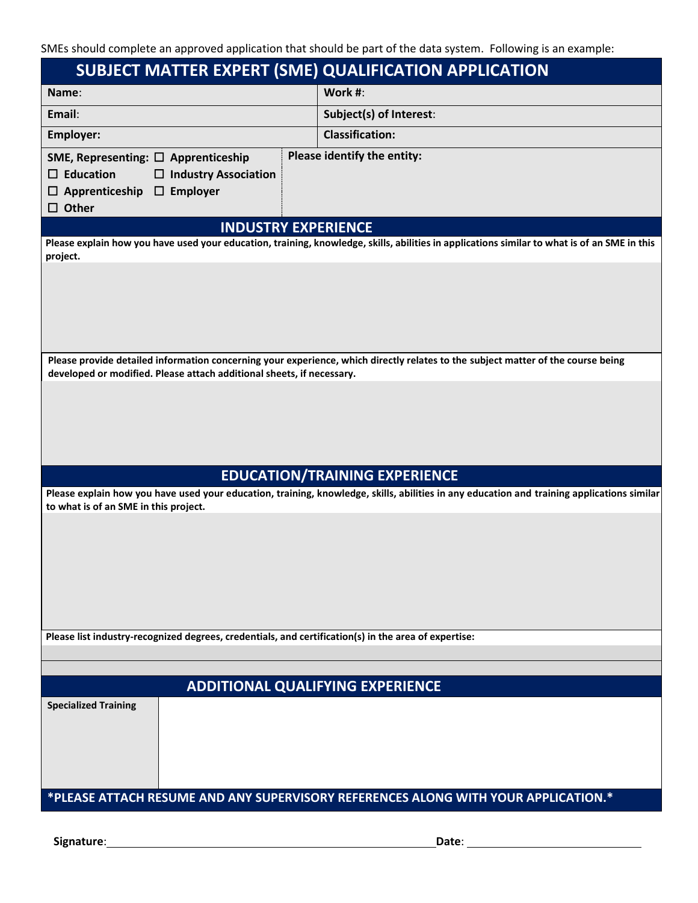SMEs should complete an approved application that should be part of the data system. Following is an example:

## SUBJECT MATTER EXPERT (SME) QUALIFICATION APPLICATION

| **Name**: | **Work #**: |
|---|---|
| **Email**: | **Subject(s) of Interest**: |
| **Employer:** | **Classification:** |

**SME, Representing:** ☐ Apprenticeship
☐ Education ☐ Industry Association
☐ Apprenticeship ☐ Employer
☐ Other

**Please identify the entity:**

### INDUSTRY EXPERIENCE

**Please explain how you have used your education, training, knowledge, skills, abilities in applications similar to what is of an SME in this project.**

**Please provide detailed information concerning your experience, which directly relates to the subject matter of the course being developed or modified. Please attach additional sheets, if necessary.**

### EDUCATION/TRAINING EXPERIENCE

**Please explain how you have used your education, training, knowledge, skills, abilities in any education and training applications similar to what is of an SME in this project.**

**Please list industry-recognized degrees, credentials, and certification(s) in the area of expertise:**

### ADDITIONAL QUALIFYING EXPERIENCE

| **Specialized Training** | |
|---|---|

**\*PLEASE ATTACH RESUME AND ANY SUPERVISORY REFERENCES ALONG WITH YOUR APPLICATION.\***

**Signature**:______________________________ **Date**: ________________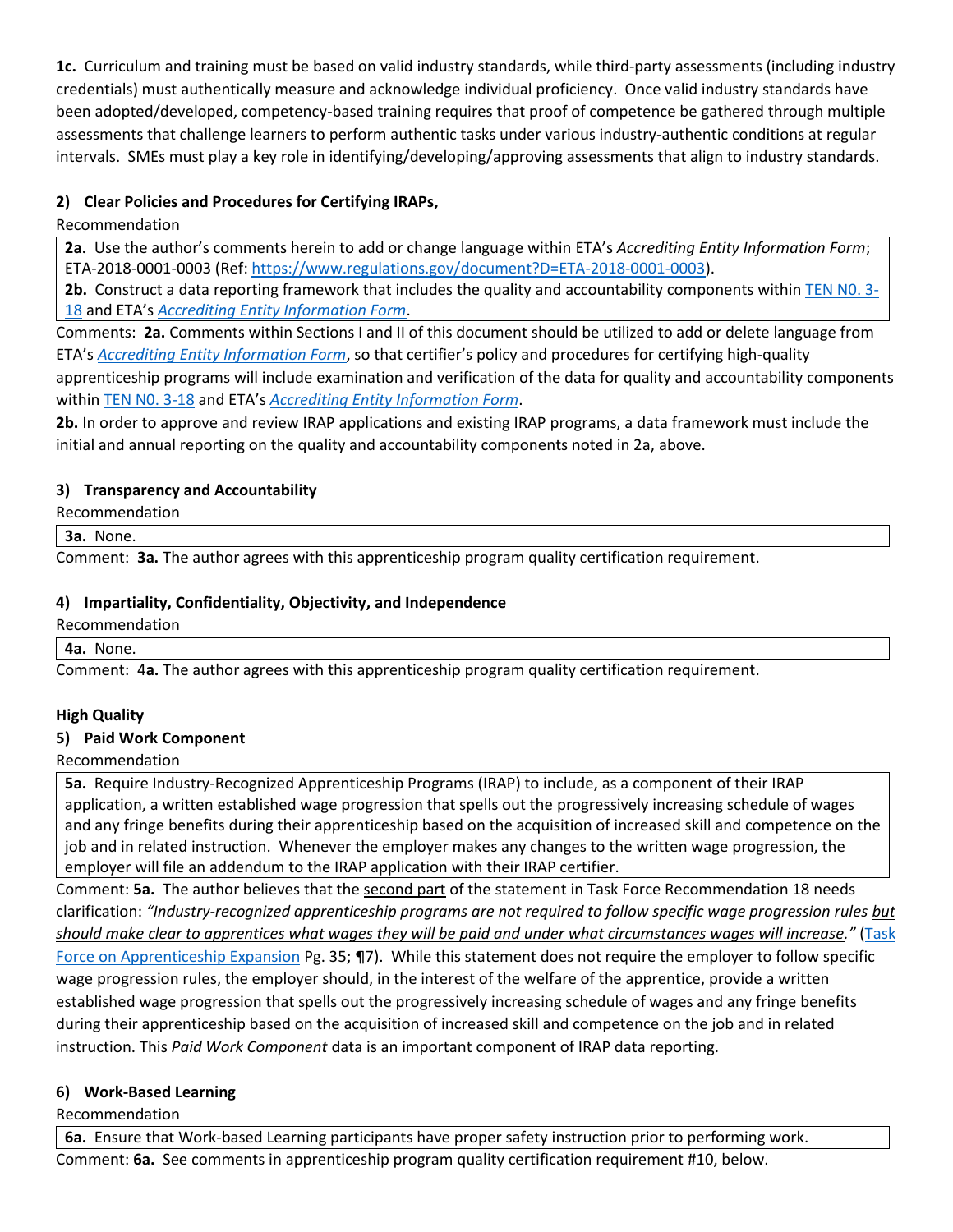**1c.** Curriculum and training must be based on valid industry standards, while third-party assessments (including industry credentials) must authentically measure and acknowledge individual proficiency. Once valid industry standards have been adopted/developed, competency-based training requires that proof of competence be gathered through multiple assessments that challenge learners to perform authentic tasks under various industry-authentic conditions at regular intervals. SMEs must play a key role in identifying/developing/approving assessments that align to industry standards.

### 2) Clear Policies and Procedures for Certifying IRAPs,

Recommendation

> **2a.** Use the author's comments herein to add or change language within ETA's *Accrediting Entity Information Form*; ETA-2018-0001-0003 (Ref: https://www.regulations.gov/document?D=ETA-2018-0001-0003).
> **2b.** Construct a data reporting framework that includes the quality and accountability components within TEN N0. 3-18 and ETA's *Accrediting Entity Information Form*.

Comments: **2a.** Comments within Sections I and II of this document should be utilized to add or delete language from ETA's *Accrediting Entity Information Form*, so that certifier's policy and procedures for certifying high-quality apprenticeship programs will include examination and verification of the data for quality and accountability components within TEN N0. 3-18 and ETA's *Accrediting Entity Information Form*.

**2b.** In order to approve and review IRAP applications and existing IRAP programs, a data framework must include the initial and annual reporting on the quality and accountability components noted in 2a, above.

### 3) Transparency and Accountability

Recommendation

> **3a.** None.

Comment: **3a.** The author agrees with this apprenticeship program quality certification requirement.

### 4) Impartiality, Confidentiality, Objectivity, and Independence

Recommendation

> **4a.** None.

Comment: 4**a.** The author agrees with this apprenticeship program quality certification requirement.

## High Quality

### 5) Paid Work Component

Recommendation

> **5a.** Require Industry-Recognized Apprenticeship Programs (IRAP) to include, as a component of their IRAP application, a written established wage progression that spells out the progressively increasing schedule of wages and any fringe benefits during their apprenticeship based on the acquisition of increased skill and competence on the job and in related instruction. Whenever the employer makes any changes to the written wage progression, the employer will file an addendum to the IRAP application with their IRAP certifier.

Comment: **5a.** The author believes that the second part of the statement in Task Force Recommendation 18 needs clarification: *"Industry-recognized apprenticeship programs are not required to follow specific wage progression rules but should make clear to apprentices what wages they will be paid and under what circumstances wages will increase."* (Task Force on Apprenticeship Expansion Pg. 35; ¶7). While this statement does not require the employer to follow specific wage progression rules, the employer should, in the interest of the welfare of the apprentice, provide a written established wage progression that spells out the progressively increasing schedule of wages and any fringe benefits during their apprenticeship based on the acquisition of increased skill and competence on the job and in related instruction. This *Paid Work Component* data is an important component of IRAP data reporting.

### 6) Work-Based Learning

Recommendation

> **6a.** Ensure that Work-based Learning participants have proper safety instruction prior to performing work.

Comment: **6a.** See comments in apprenticeship program quality certification requirement #10, below.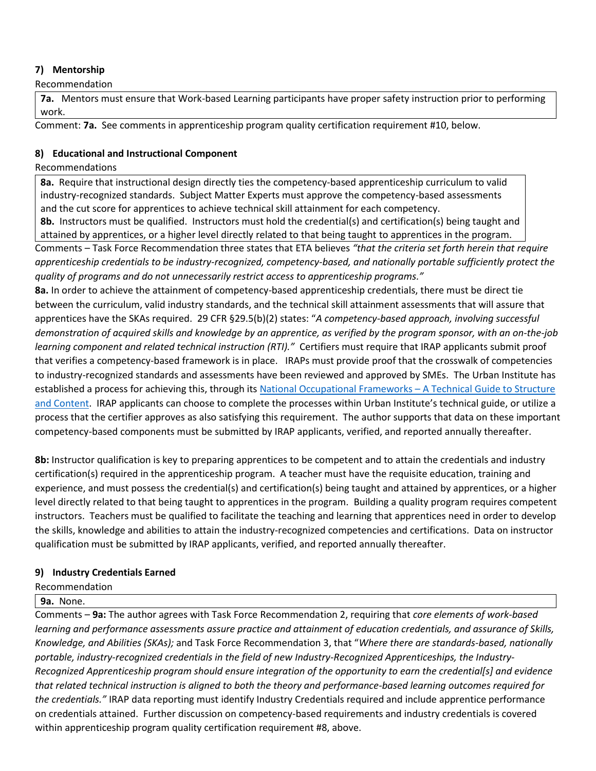### 7) Mentorship

Recommendation

| **7a.** Mentors must ensure that Work-based Learning participants have proper safety instruction prior to performing work. |
|---|

Comment: **7a.** See comments in apprenticeship program quality certification requirement #10, below.

### 8) Educational and Instructional Component

Recommendations

| **8a.** Require that instructional design directly ties the competency-based apprenticeship curriculum to valid industry-recognized standards. Subject Matter Experts must approve the competency-based assessments and the cut score for apprentices to achieve technical skill attainment for each competency. **8b.** Instructors must be qualified. Instructors must hold the credential(s) and certification(s) being taught and attained by apprentices, or a higher level directly related to that being taught to apprentices in the program. |
|---|

Comments – Task Force Recommendation three states that ETA believes *"that the criteria set forth herein that require apprenticeship credentials to be industry-recognized, competency-based, and nationally portable sufficiently protect the quality of programs and do not unnecessarily restrict access to apprenticeship programs."*

**8a.** In order to achieve the attainment of competency-based apprenticeship credentials, there must be direct tie between the curriculum, valid industry standards, and the technical skill attainment assessments that will assure that apprentices have the SKAs required. 29 CFR §29.5(b)(2) states: "*A competency-based approach, involving successful demonstration of acquired skills and knowledge by an apprentice, as verified by the program sponsor, with an on-the-job learning component and related technical instruction (RTI)."* Certifiers must require that IRAP applicants submit proof that verifies a competency-based framework is in place. IRAPs must provide proof that the crosswalk of competencies to industry-recognized standards and assessments have been reviewed and approved by SMEs. The Urban Institute has established a process for achieving this, through its National Occupational Frameworks – A Technical Guide to Structure and Content. IRAP applicants can choose to complete the processes within Urban Institute's technical guide, or utilize a process that the certifier approves as also satisfying this requirement. The author supports that data on these important competency-based components must be submitted by IRAP applicants, verified, and reported annually thereafter.

**8b:** Instructor qualification is key to preparing apprentices to be competent and to attain the credentials and industry certification(s) required in the apprenticeship program. A teacher must have the requisite education, training and experience, and must possess the credential(s) and certification(s) being taught and attained by apprentices, or a higher level directly related to that being taught to apprentices in the program. Building a quality program requires competent instructors. Teachers must be qualified to facilitate the teaching and learning that apprentices need in order to develop the skills, knowledge and abilities to attain the industry-recognized competencies and certifications. Data on instructor qualification must be submitted by IRAP applicants, verified, and reported annually thereafter.

### 9) Industry Credentials Earned

Recommendation

| **9a.** None. |
|---|

Comments – **9a:** The author agrees with Task Force Recommendation 2, requiring that *core elements of work-based learning and performance assessments assure practice and attainment of education credentials, and assurance of Skills, Knowledge, and Abilities (SKAs);* and Task Force Recommendation 3, that "*Where there are standards-based, nationally portable, industry-recognized credentials in the field of new Industry-Recognized Apprenticeships, the Industry-Recognized Apprenticeship program should ensure integration of the opportunity to earn the credential[s] and evidence that related technical instruction is aligned to both the theory and performance-based learning outcomes required for the credentials."* IRAP data reporting must identify Industry Credentials required and include apprentice performance on credentials attained. Further discussion on competency-based requirements and industry credentials is covered within apprenticeship program quality certification requirement #8, above.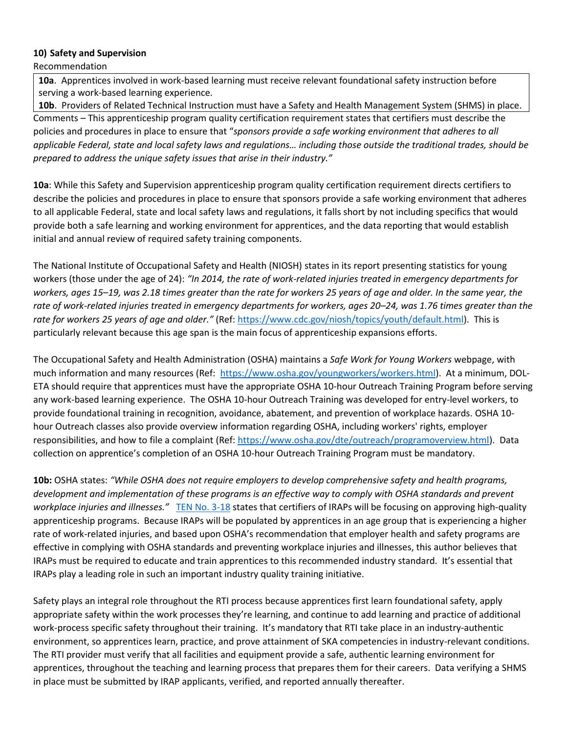**10) Safety and Supervision**

Recommendation

| |
|---|
| **10a**. Apprentices involved in work-based learning must receive relevant foundational safety instruction before serving a work-based learning experience. |
| **10b**. Providers of Related Technical Instruction must have a Safety and Health Management System (SHMS) in place. |

Comments – This apprenticeship program quality certification requirement states that certifiers must describe the policies and procedures in place to ensure that "*sponsors provide a safe working environment that adheres to all applicable Federal, state and local safety laws and regulations… including those outside the traditional trades, should be prepared to address the unique safety issues that arise in their industry.*"

**10a**: While this Safety and Supervision apprenticeship program quality certification requirement directs certifiers to describe the policies and procedures in place to ensure that sponsors provide a safe working environment that adheres to all applicable Federal, state and local safety laws and regulations, it falls short by not including specifics that would provide both a safe learning and working environment for apprentices, and the data reporting that would establish initial and annual review of required safety training components.

The National Institute of Occupational Safety and Health (NIOSH) states in its report presenting statistics for young workers (those under the age of 24): *"In 2014, the rate of work-related injuries treated in emergency departments for workers, ages 15–19, was 2.18 times greater than the rate for workers 25 years of age and older. In the same year, the rate of work-related injuries treated in emergency departments for workers, ages 20–24, was 1.76 times greater than the rate for workers 25 years of age and older."* (Ref: https://www.cdc.gov/niosh/topics/youth/default.html). This is particularly relevant because this age span is the main focus of apprenticeship expansions efforts.

The Occupational Safety and Health Administration (OSHA) maintains a *Safe Work for Young Workers* webpage, with much information and many resources (Ref: https://www.osha.gov/youngworkers/workers.html). At a minimum, DOL-ETA should require that apprentices must have the appropriate OSHA 10-hour Outreach Training Program before serving any work-based learning experience. The OSHA 10-hour Outreach Training was developed for entry-level workers, to provide foundational training in recognition, avoidance, abatement, and prevention of workplace hazards. OSHA 10-hour Outreach classes also provide overview information regarding OSHA, including workers' rights, employer responsibilities, and how to file a complaint (Ref: https://www.osha.gov/dte/outreach/programoverview.html). Data collection on apprentice's completion of an OSHA 10-hour Outreach Training Program must be mandatory.

**10b:** OSHA states: *"While OSHA does not require employers to develop comprehensive safety and health programs, development and implementation of these programs is an effective way to comply with OSHA standards and prevent workplace injuries and illnesses."* TEN No. 3-18 states that certifiers of IRAPs will be focusing on approving high-quality apprenticeship programs. Because IRAPs will be populated by apprentices in an age group that is experiencing a higher rate of work-related injuries, and based upon OSHA's recommendation that employer health and safety programs are effective in complying with OSHA standards and preventing workplace injuries and illnesses, this author believes that IRAPs must be required to educate and train apprentices to this recommended industry standard. It's essential that IRAPs play a leading role in such an important industry quality training initiative.

Safety plays an integral role throughout the RTI process because apprentices first learn foundational safety, apply appropriate safety within the work processes they're learning, and continue to add learning and practice of additional work-process specific safety throughout their training. It's mandatory that RTI take place in an industry-authentic environment, so apprentices learn, practice, and prove attainment of SKA competencies in industry-relevant conditions. The RTI provider must verify that all facilities and equipment provide a safe, authentic learning environment for apprentices, throughout the teaching and learning process that prepares them for their careers. Data verifying a SHMS in place must be submitted by IRAP applicants, verified, and reported annually thereafter.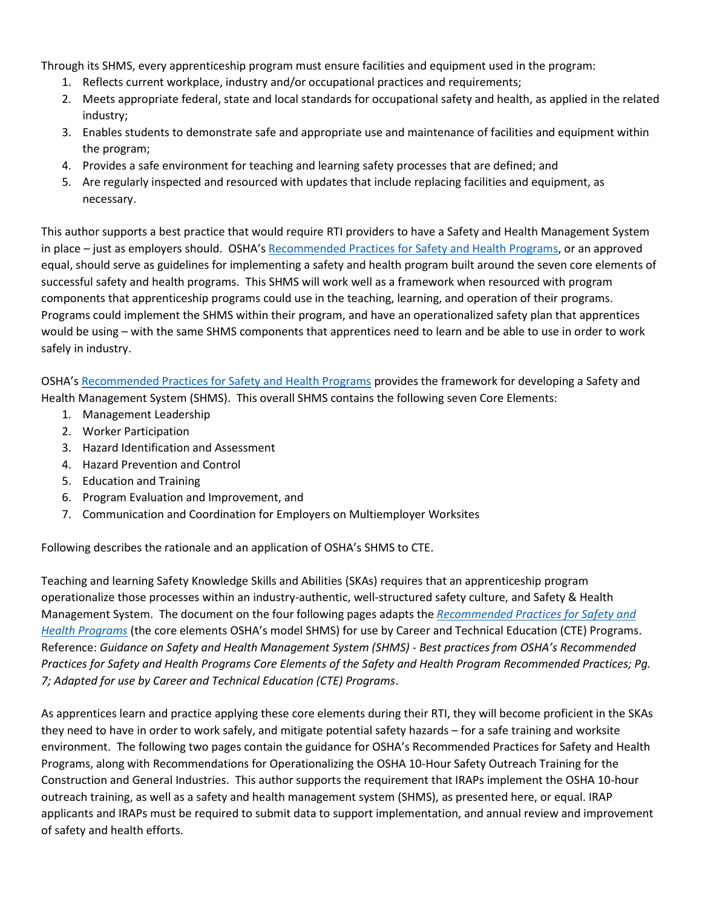Through its SHMS, every apprenticeship program must ensure facilities and equipment used in the program:

1. Reflects current workplace, industry and/or occupational practices and requirements;
2. Meets appropriate federal, state and local standards for occupational safety and health, as applied in the related industry;
3. Enables students to demonstrate safe and appropriate use and maintenance of facilities and equipment within the program;
4. Provides a safe environment for teaching and learning safety processes that are defined; and
5. Are regularly inspected and resourced with updates that include replacing facilities and equipment, as necessary.

This author supports a best practice that would require RTI providers to have a Safety and Health Management System in place – just as employers should. OSHA's Recommended Practices for Safety and Health Programs, or an approved equal, should serve as guidelines for implementing a safety and health program built around the seven core elements of successful safety and health programs. This SHMS will work well as a framework when resourced with program components that apprenticeship programs could use in the teaching, learning, and operation of their programs. Programs could implement the SHMS within their program, and have an operationalized safety plan that apprentices would be using – with the same SHMS components that apprentices need to learn and be able to use in order to work safely in industry.

OSHA's Recommended Practices for Safety and Health Programs provides the framework for developing a Safety and Health Management System (SHMS). This overall SHMS contains the following seven Core Elements:

1. Management Leadership
2. Worker Participation
3. Hazard Identification and Assessment
4. Hazard Prevention and Control
5. Education and Training
6. Program Evaluation and Improvement, and
7. Communication and Coordination for Employers on Multiemployer Worksites

Following describes the rationale and an application of OSHA's SHMS to CTE.

Teaching and learning Safety Knowledge Skills and Abilities (SKAs) requires that an apprenticeship program operationalize those processes within an industry-authentic, well-structured safety culture, and Safety & Health Management System. The document on the four following pages adapts the *Recommended Practices for Safety and Health Programs* (the core elements OSHA's model SHMS) for use by Career and Technical Education (CTE) Programs. Reference: *Guidance on Safety and Health Management System (SHMS) - Best practices from OSHA's Recommended Practices for Safety and Health Programs Core Elements of the Safety and Health Program Recommended Practices; Pg. 7; Adapted for use by Career and Technical Education (CTE) Programs*.

As apprentices learn and practice applying these core elements during their RTI, they will become proficient in the SKAs they need to have in order to work safely, and mitigate potential safety hazards – for a safe training and worksite environment. The following two pages contain the guidance for OSHA's Recommended Practices for Safety and Health Programs, along with Recommendations for Operationalizing the OSHA 10-Hour Safety Outreach Training for the Construction and General Industries. This author supports the requirement that IRAPs implement the OSHA 10-hour outreach training, as well as a safety and health management system (SHMS), as presented here, or equal. IRAP applicants and IRAPs must be required to submit data to support implementation, and annual review and improvement of safety and health efforts.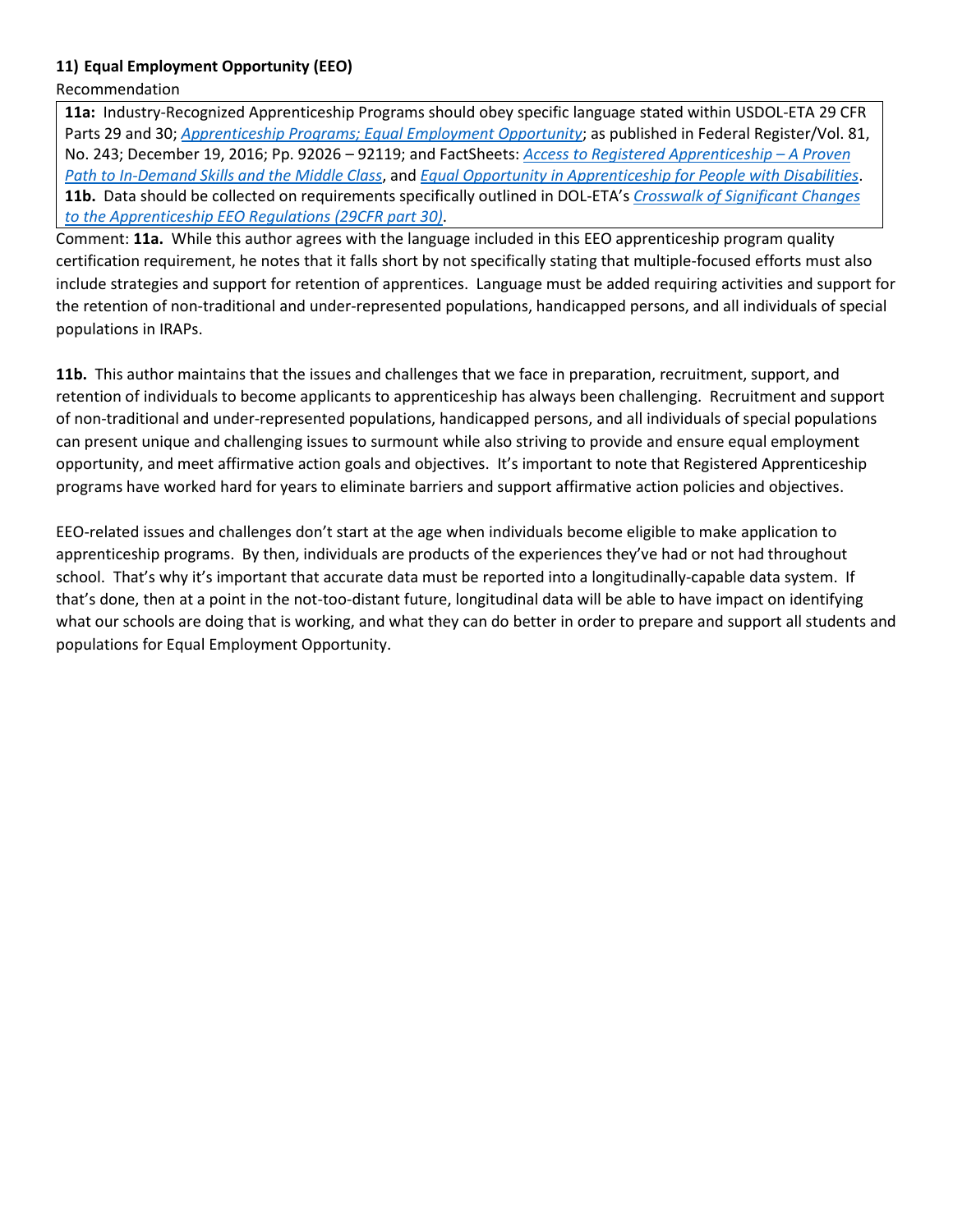### 11) Equal Employment Opportunity (EEO)

Recommendation

> **11a:** Industry-Recognized Apprenticeship Programs should obey specific language stated within USDOL-ETA 29 CFR Parts 29 and 30; *Apprenticeship Programs; Equal Employment Opportunity*; as published in Federal Register/Vol. 81, No. 243; December 19, 2016; Pp. 92026 – 92119; and FactSheets: *Access to Registered Apprenticeship – A Proven Path to In-Demand Skills and the Middle Class*, and *Equal Opportunity in Apprenticeship for People with Disabilities*.
> **11b.** Data should be collected on requirements specifically outlined in DOL-ETA's *Crosswalk of Significant Changes to the Apprenticeship EEO Regulations (29CFR part 30)*.

Comment: **11a.** While this author agrees with the language included in this EEO apprenticeship program quality certification requirement, he notes that it falls short by not specifically stating that multiple-focused efforts must also include strategies and support for retention of apprentices. Language must be added requiring activities and support for the retention of non-traditional and under-represented populations, handicapped persons, and all individuals of special populations in IRAPs.

**11b.** This author maintains that the issues and challenges that we face in preparation, recruitment, support, and retention of individuals to become applicants to apprenticeship has always been challenging. Recruitment and support of non-traditional and under-represented populations, handicapped persons, and all individuals of special populations can present unique and challenging issues to surmount while also striving to provide and ensure equal employment opportunity, and meet affirmative action goals and objectives. It's important to note that Registered Apprenticeship programs have worked hard for years to eliminate barriers and support affirmative action policies and objectives.

EEO-related issues and challenges don't start at the age when individuals become eligible to make application to apprenticeship programs. By then, individuals are products of the experiences they've had or not had throughout school. That's why it's important that accurate data must be reported into a longitudinally-capable data system. If that's done, then at a point in the not-too-distant future, longitudinal data will be able to have impact on identifying what our schools are doing that is working, and what they can do better in order to prepare and support all students and populations for Equal Employment Opportunity.